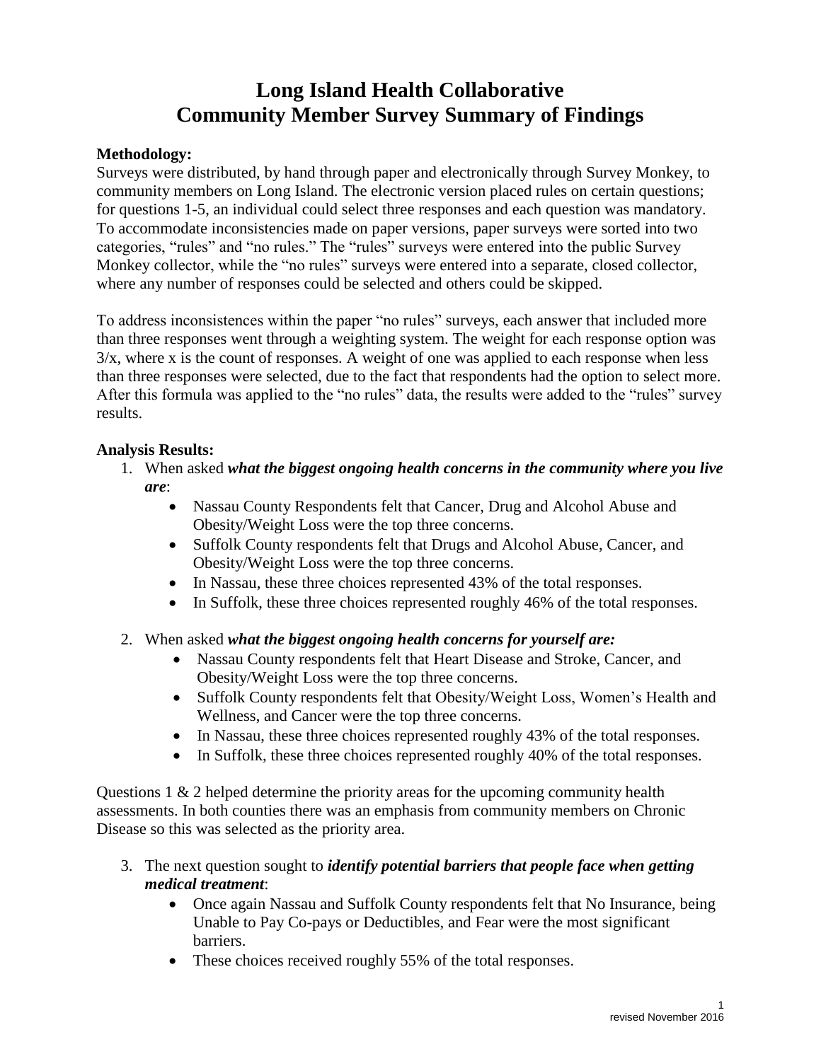# Long Island Health Collaborative
# Community Member Survey Summary of Findings

**Methodology:**

Surveys were distributed, by hand through paper and electronically through Survey Monkey, to community members on Long Island. The electronic version placed rules on certain questions; for questions 1-5, an individual could select three responses and each question was mandatory. To accommodate inconsistencies made on paper versions, paper surveys were sorted into two categories, "rules" and "no rules." The "rules" surveys were entered into the public Survey Monkey collector, while the "no rules" surveys were entered into a separate, closed collector, where any number of responses could be selected and others could be skipped.

To address inconsistences within the paper "no rules" surveys, each answer that included more than three responses went through a weighting system. The weight for each response option was 3/x, where x is the count of responses. A weight of one was applied to each response when less than three responses were selected, due to the fact that respondents had the option to select more. After this formula was applied to the "no rules" data, the results were added to the "rules" survey results.

**Analysis Results:**

1. When asked ***what the biggest ongoing health concerns in the community where you live are***:
   - Nassau County Respondents felt that Cancer, Drug and Alcohol Abuse and Obesity/Weight Loss were the top three concerns.
   - Suffolk County respondents felt that Drugs and Alcohol Abuse, Cancer, and Obesity/Weight Loss were the top three concerns.
   - In Nassau, these three choices represented 43% of the total responses.
   - In Suffolk, these three choices represented roughly 46% of the total responses.

2. When asked ***what the biggest ongoing health concerns for yourself are:***
   - Nassau County respondents felt that Heart Disease and Stroke, Cancer, and Obesity/Weight Loss were the top three concerns.
   - Suffolk County respondents felt that Obesity/Weight Loss, Women's Health and Wellness, and Cancer were the top three concerns.
   - In Nassau, these three choices represented roughly 43% of the total responses.
   - In Suffolk, these three choices represented roughly 40% of the total responses.

Questions 1 & 2 helped determine the priority areas for the upcoming community health assessments. In both counties there was an emphasis from community members on Chronic Disease so this was selected as the priority area.

3. The next question sought to ***identify potential barriers that people face when getting medical treatment***:
   - Once again Nassau and Suffolk County respondents felt that No Insurance, being Unable to Pay Co-pays or Deductibles, and Fear were the most significant barriers.
   - These choices received roughly 55% of the total responses.

revised November 2016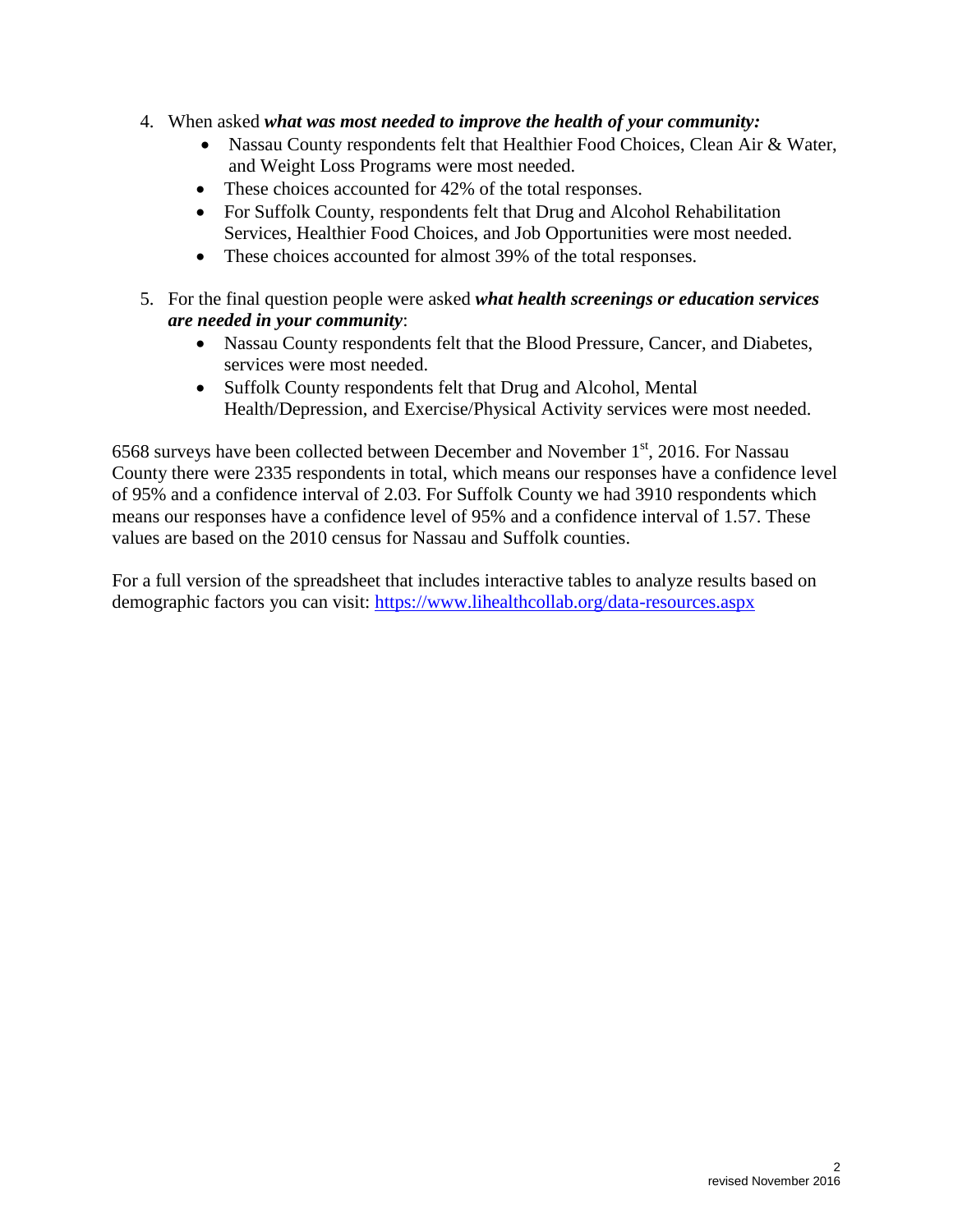4. When asked ***what was most needed to improve the health of your community:***
   - Nassau County respondents felt that Healthier Food Choices, Clean Air & Water, and Weight Loss Programs were most needed.
   - These choices accounted for 42% of the total responses.
   - For Suffolk County, respondents felt that Drug and Alcohol Rehabilitation Services, Healthier Food Choices, and Job Opportunities were most needed.
   - These choices accounted for almost 39% of the total responses.

5. For the final question people were asked ***what health screenings or education services are needed in your community***:
   - Nassau County respondents felt that the Blood Pressure, Cancer, and Diabetes, services were most needed.
   - Suffolk County respondents felt that Drug and Alcohol, Mental Health/Depression, and Exercise/Physical Activity services were most needed.

6568 surveys have been collected between December and November 1st, 2016. For Nassau County there were 2335 respondents in total, which means our responses have a confidence level of 95% and a confidence interval of 2.03. For Suffolk County we had 3910 respondents which means our responses have a confidence level of 95% and a confidence interval of 1.57. These values are based on the 2010 census for Nassau and Suffolk counties.

For a full version of the spreadsheet that includes interactive tables to analyze results based on demographic factors you can visit: https://www.lihealthcollab.org/data-resources.aspx